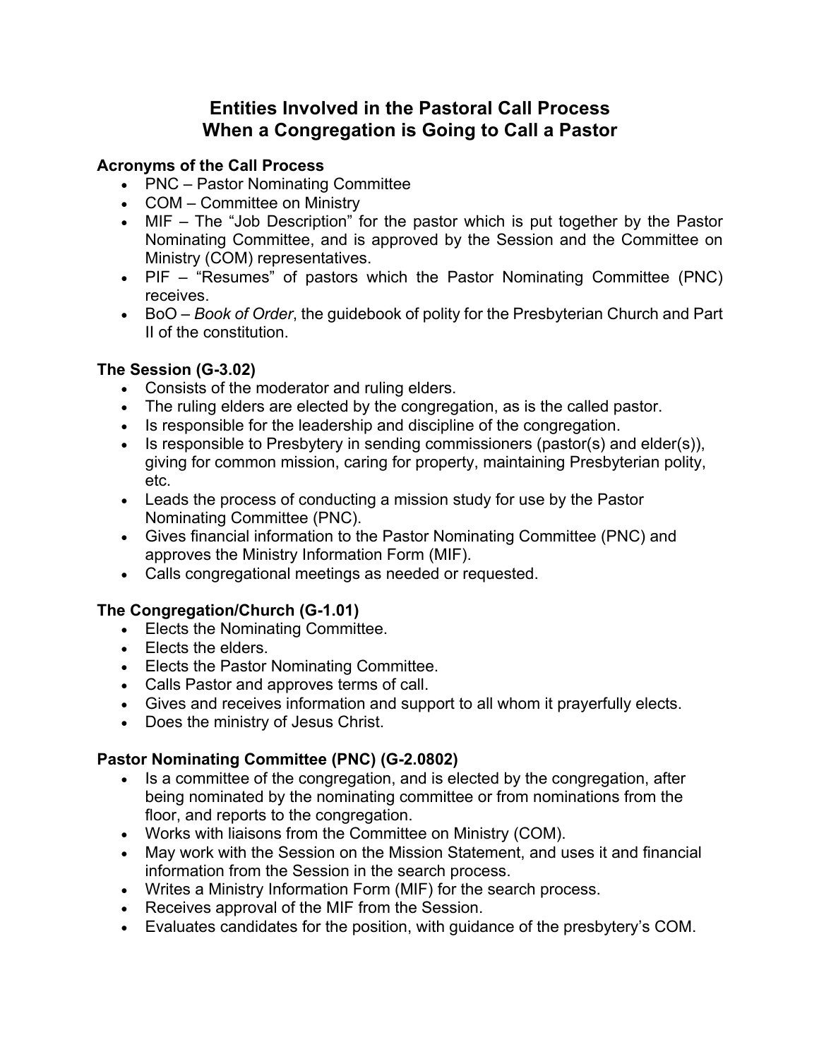# Entities Involved in the Pastoral Call Process When a Congregation is Going to Call a Pastor

### Acronyms of the Call Process

- PNC – Pastor Nominating Committee
- COM – Committee on Ministry
- MIF – The "Job Description" for the pastor which is put together by the Pastor Nominating Committee, and is approved by the Session and the Committee on Ministry (COM) representatives.
- PIF – "Resumes" of pastors which the Pastor Nominating Committee (PNC) receives.
- BoO – *Book of Order*, the guidebook of polity for the Presbyterian Church and Part II of the constitution.

### The Session (G-3.02)

- Consists of the moderator and ruling elders.
- The ruling elders are elected by the congregation, as is the called pastor.
- Is responsible for the leadership and discipline of the congregation.
- Is responsible to Presbytery in sending commissioners (pastor(s) and elder(s)), giving for common mission, caring for property, maintaining Presbyterian polity, etc.
- Leads the process of conducting a mission study for use by the Pastor Nominating Committee (PNC).
- Gives financial information to the Pastor Nominating Committee (PNC) and approves the Ministry Information Form (MIF).
- Calls congregational meetings as needed or requested.

### The Congregation/Church (G-1.01)

- Elects the Nominating Committee.
- Elects the elders.
- Elects the Pastor Nominating Committee.
- Calls Pastor and approves terms of call.
- Gives and receives information and support to all whom it prayerfully elects.
- Does the ministry of Jesus Christ.

### Pastor Nominating Committee (PNC) (G-2.0802)

- Is a committee of the congregation, and is elected by the congregation, after being nominated by the nominating committee or from nominations from the floor, and reports to the congregation.
- Works with liaisons from the Committee on Ministry (COM).
- May work with the Session on the Mission Statement, and uses it and financial information from the Session in the search process.
- Writes a Ministry Information Form (MIF) for the search process.
- Receives approval of the MIF from the Session.
- Evaluates candidates for the position, with guidance of the presbytery's COM.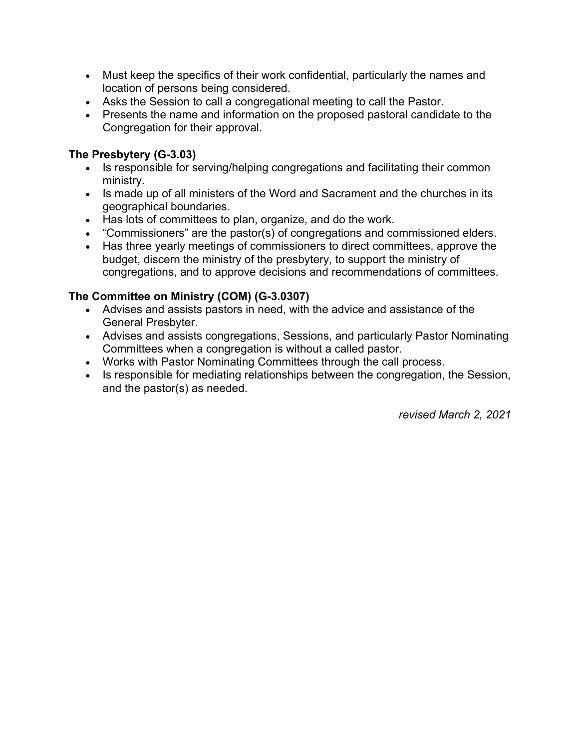- Must keep the specifics of their work confidential, particularly the names and location of persons being considered.
- Asks the Session to call a congregational meeting to call the Pastor.
- Presents the name and information on the proposed pastoral candidate to the Congregation for their approval.

**The Presbytery (G-3.03)**

- Is responsible for serving/helping congregations and facilitating their common ministry.
- Is made up of all ministers of the Word and Sacrament and the churches in its geographical boundaries.
- Has lots of committees to plan, organize, and do the work.
- "Commissioners" are the pastor(s) of congregations and commissioned elders.
- Has three yearly meetings of commissioners to direct committees, approve the budget, discern the ministry of the presbytery, to support the ministry of congregations, and to approve decisions and recommendations of committees.

**The Committee on Ministry (COM) (G-3.0307)**

- Advises and assists pastors in need, with the advice and assistance of the General Presbyter.
- Advises and assists congregations, Sessions, and particularly Pastor Nominating Committees when a congregation is without a called pastor.
- Works with Pastor Nominating Committees through the call process.
- Is responsible for mediating relationships between the congregation, the Session, and the pastor(s) as needed.

*revised March 2, 2021*